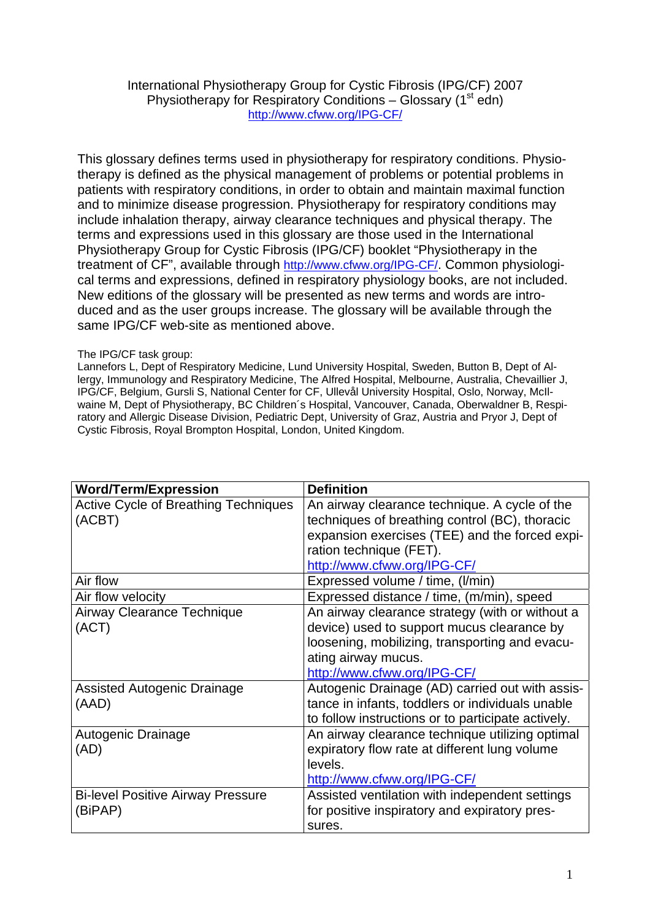International Physiotherapy Group for Cystic Fibrosis (IPG/CF) 2007
Physiotherapy for Respiratory Conditions – Glossary (1st edn)
http://www.cfww.org/IPG-CF/

This glossary defines terms used in physiotherapy for respiratory conditions. Physiotherapy is defined as the physical management of problems or potential problems in patients with respiratory conditions, in order to obtain and maintain maximal function and to minimize disease progression. Physiotherapy for respiratory conditions may include inhalation therapy, airway clearance techniques and physical therapy. The terms and expressions used in this glossary are those used in the International Physiotherapy Group for Cystic Fibrosis (IPG/CF) booklet "Physiotherapy in the treatment of CF", available through http://www.cfww.org/IPG-CF/. Common physiological terms and expressions, defined in respiratory physiology books, are not included. New editions of the glossary will be presented as new terms and words are introduced and as the user groups increase. The glossary will be available through the same IPG/CF web-site as mentioned above.

The IPG/CF task group:
Lannefors L, Dept of Respiratory Medicine, Lund University Hospital, Sweden, Button B, Dept of Allergy, Immunology and Respiratory Medicine, The Alfred Hospital, Melbourne, Australia, Chevaillier J, IPG/CF, Belgium, Gursli S, National Center for CF, Ullevål University Hospital, Oslo, Norway, McIlwaine M, Dept of Physiotherapy, BC Children´s Hospital, Vancouver, Canada, Oberwaldner B, Respiratory and Allergic Disease Division, Pediatric Dept, University of Graz, Austria and Pryor J, Dept of Cystic Fibrosis, Royal Brompton Hospital, London, United Kingdom.

| Word/Term/Expression | Definition |
|---|---|
| Active Cycle of Breathing Techniques (ACBT) | An airway clearance technique. A cycle of the techniques of breathing control (BC), thoracic expansion exercises (TEE) and the forced expiration technique (FET). http://www.cfww.org/IPG-CF/ |
| Air flow | Expressed volume / time, (l/min) |
| Air flow velocity | Expressed distance / time, (m/min), speed |
| Airway Clearance Technique (ACT) | An airway clearance strategy (with or without a device) used to support mucus clearance by loosening, mobilizing, transporting and evacuating airway mucus. http://www.cfww.org/IPG-CF/ |
| Assisted Autogenic Drainage (AAD) | Autogenic Drainage (AD) carried out with assistance in infants, toddlers or individuals unable to follow instructions or to participate actively. |
| Autogenic Drainage (AD) | An airway clearance technique utilizing optimal expiratory flow rate at different lung volume levels. http://www.cfww.org/IPG-CF/ |
| Bi-level Positive Airway Pressure (BiPAP) | Assisted ventilation with independent settings for positive inspiratory and expiratory pressures. |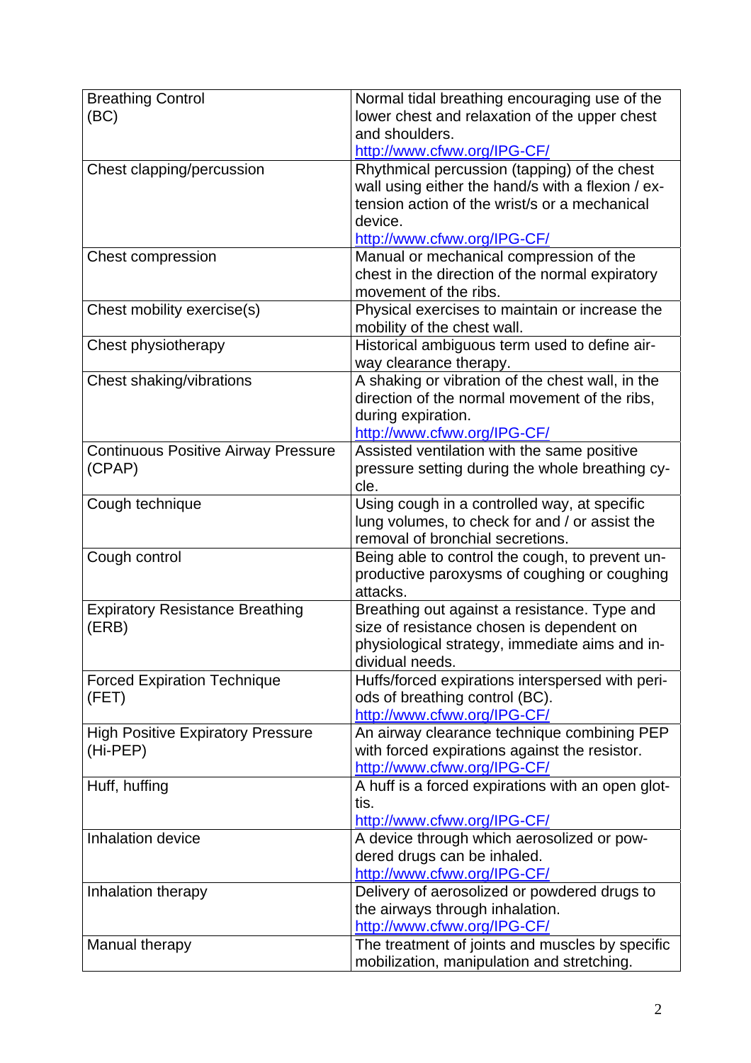| | |
|---|---|
| Breathing Control (BC) | Normal tidal breathing encouraging use of the lower chest and relaxation of the upper chest and shoulders. http://www.cfww.org/IPG-CF/ |
| Chest clapping/percussion | Rhythmical percussion (tapping) of the chest wall using either the hand/s with a flexion / extension action of the wrist/s or a mechanical device. http://www.cfww.org/IPG-CF/ |
| Chest compression | Manual or mechanical compression of the chest in the direction of the normal expiratory movement of the ribs. |
| Chest mobility exercise(s) | Physical exercises to maintain or increase the mobility of the chest wall. |
| Chest physiotherapy | Historical ambiguous term used to define airway clearance therapy. |
| Chest shaking/vibrations | A shaking or vibration of the chest wall, in the direction of the normal movement of the ribs, during expiration. http://www.cfww.org/IPG-CF/ |
| Continuous Positive Airway Pressure (CPAP) | Assisted ventilation with the same positive pressure setting during the whole breathing cycle. |
| Cough technique | Using cough in a controlled way, at specific lung volumes, to check for and / or assist the removal of bronchial secretions. |
| Cough control | Being able to control the cough, to prevent unproductive paroxysms of coughing or coughing attacks. |
| Expiratory Resistance Breathing (ERB) | Breathing out against a resistance. Type and size of resistance chosen is dependent on physiological strategy, immediate aims and individual needs. |
| Forced Expiration Technique (FET) | Huffs/forced expirations interspersed with periods of breathing control (BC). http://www.cfww.org/IPG-CF/ |
| High Positive Expiratory Pressure (Hi-PEP) | An airway clearance technique combining PEP with forced expirations against the resistor. http://www.cfww.org/IPG-CF/ |
| Huff, huffing | A huff is a forced expirations with an open glottis. http://www.cfww.org/IPG-CF/ |
| Inhalation device | A device through which aerosolized or powdered drugs can be inhaled. http://www.cfww.org/IPG-CF/ |
| Inhalation therapy | Delivery of aerosolized or powdered drugs to the airways through inhalation. http://www.cfww.org/IPG-CF/ |
| Manual therapy | The treatment of joints and muscles by specific mobilization, manipulation and stretching. |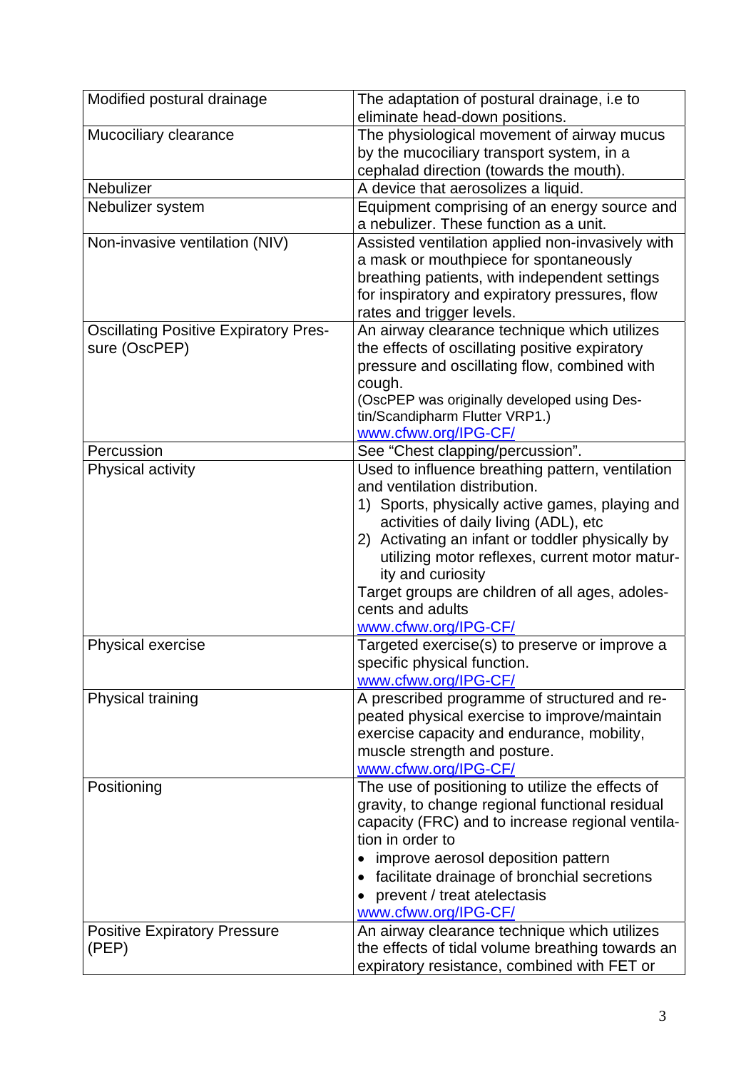| | |
|---|---|
| Modified postural drainage | The adaptation of postural drainage, i.e to eliminate head-down positions. |
| Mucociliary clearance | The physiological movement of airway mucus by the mucociliary transport system, in a cephalad direction (towards the mouth). |
| Nebulizer | A device that aerosolizes a liquid. |
| Nebulizer system | Equipment comprising of an energy source and a nebulizer. These function as a unit. |
| Non-invasive ventilation (NIV) | Assisted ventilation applied non-invasively with a mask or mouthpiece for spontaneously breathing patients, with independent settings for inspiratory and expiratory pressures, flow rates and trigger levels. |
| Oscillating Positive Expiratory Pressure (OscPEP) | An airway clearance technique which utilizes the effects of oscillating positive expiratory pressure and oscillating flow, combined with cough.<br>(OscPEP was originally developed using Destin/Scandipharm Flutter VRP1.)<br>www.cfww.org/IPG-CF/ |
| Percussion | See "Chest clapping/percussion". |
| Physical activity | Used to influence breathing pattern, ventilation and ventilation distribution.<br>1) Sports, physically active games, playing and activities of daily living (ADL), etc<br>2) Activating an infant or toddler physically by utilizing motor reflexes, current motor maturity and curiosity<br>Target groups are children of all ages, adolescents and adults<br>www.cfww.org/IPG-CF/ |
| Physical exercise | Targeted exercise(s) to preserve or improve a specific physical function.<br>www.cfww.org/IPG-CF/ |
| Physical training | A prescribed programme of structured and repeated physical exercise to improve/maintain exercise capacity and endurance, mobility, muscle strength and posture.<br>www.cfww.org/IPG-CF/ |
| Positioning | The use of positioning to utilize the effects of gravity, to change regional functional residual capacity (FRC) and to increase regional ventilation in order to<br>• improve aerosol deposition pattern<br>• facilitate drainage of bronchial secretions<br>• prevent / treat atelectasis<br>www.cfww.org/IPG-CF/ |
| Positive Expiratory Pressure (PEP) | An airway clearance technique which utilizes the effects of tidal volume breathing towards an expiratory resistance, combined with FET or |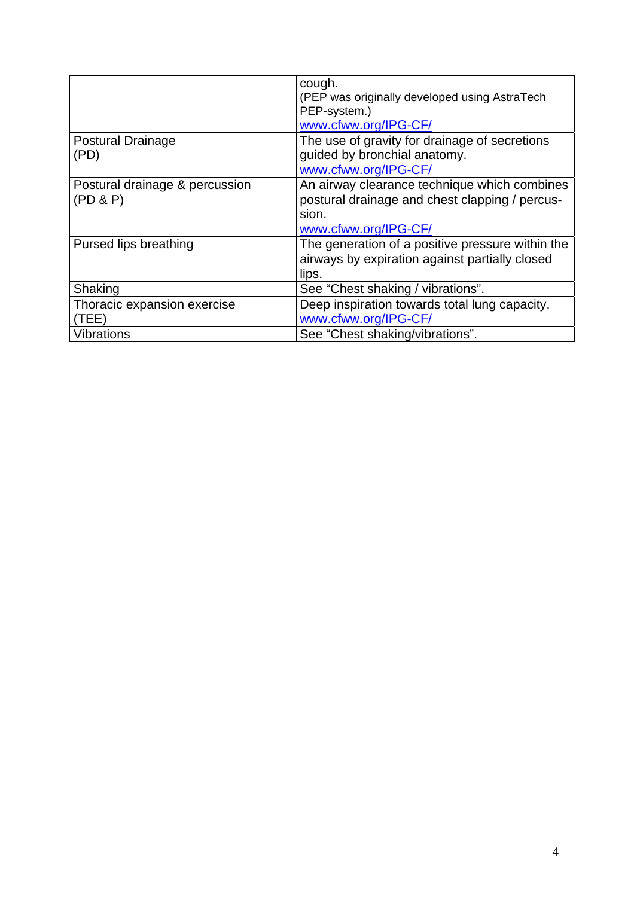| | |
|---|---|
| | cough.<br>(PEP was originally developed using AstraTech PEP-system.)<br>www.cfww.org/IPG-CF/ |
| Postural Drainage<br>(PD) | The use of gravity for drainage of secretions guided by bronchial anatomy.<br>www.cfww.org/IPG-CF/ |
| Postural drainage & percussion<br>(PD & P) | An airway clearance technique which combines postural drainage and chest clapping / percussion.<br>www.cfww.org/IPG-CF/ |
| Pursed lips breathing | The generation of a positive pressure within the airways by expiration against partially closed lips. |
| Shaking | See “Chest shaking / vibrations”. |
| Thoracic expansion exercise<br>(TEE) | Deep inspiration towards total lung capacity.<br>www.cfww.org/IPG-CF/ |
| Vibrations | See “Chest shaking/vibrations”. |